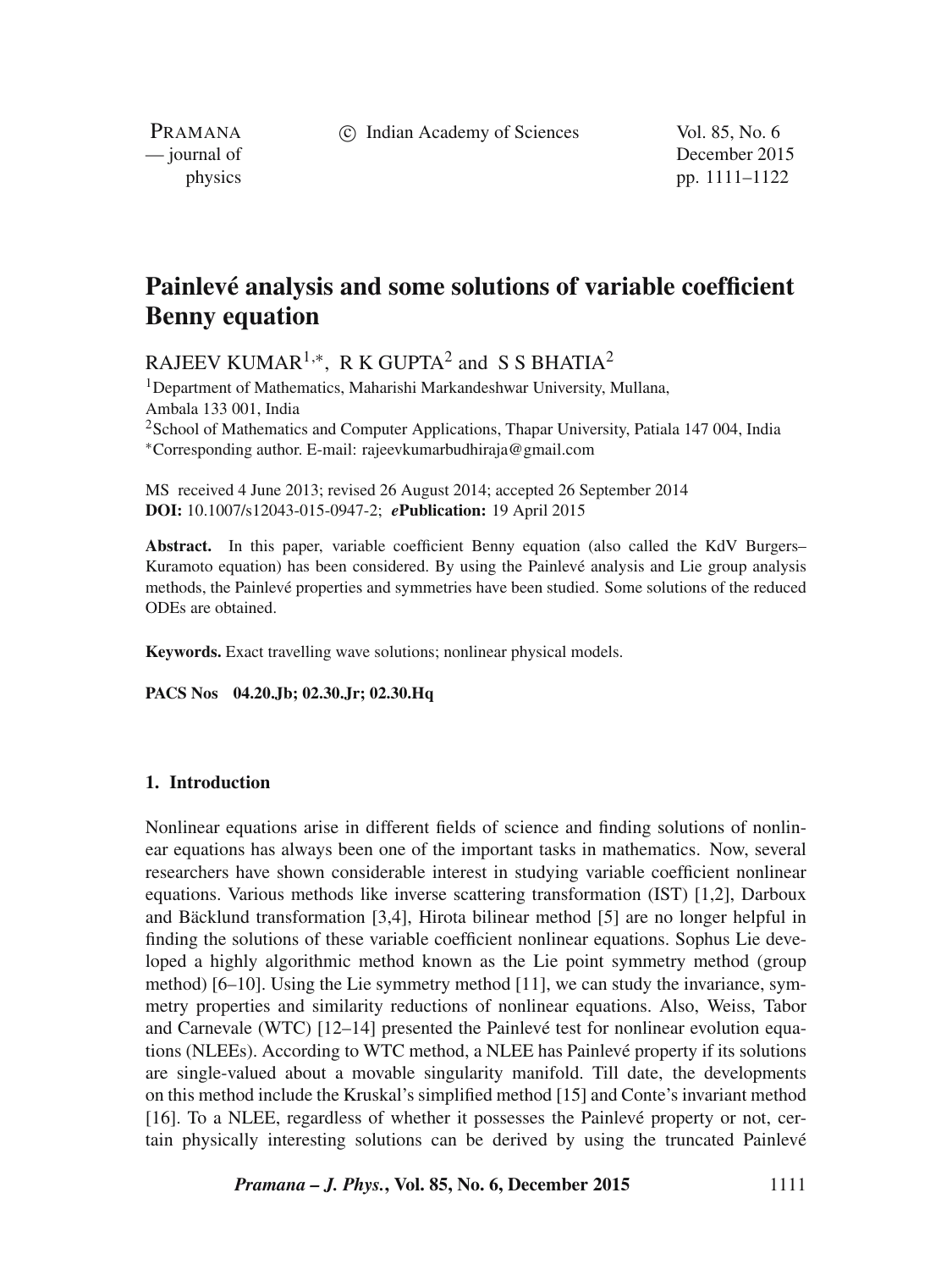# Painlevé analysis and some solutions of variable coefficient Benny equation

RAJEEV KUMAR[1,*], R K GUPTA[2] and S S BHATIA[2]

[1]Department of Mathematics, Maharishi Markandeshwar University, Mullana, Ambala 133 001, India
[2]School of Mathematics and Computer Applications, Thapar University, Patiala 147 004, India
[*]Corresponding author. E-mail: rajeevkumarbudhiraja@gmail.com

MS received 4 June 2013; revised 26 August 2014; accepted 26 September 2014
**DOI:** 10.1007/s12043-015-0947-2; ***e*Publication:** 19 April 2015

**Abstract.** In this paper, variable coefficient Benny equation (also called the KdV Burgers–Kuramoto equation) has been considered. By using the Painlevé analysis and Lie group analysis methods, the Painlevé properties and symmetries have been studied. Some solutions of the reduced ODEs are obtained.

**Keywords.** Exact travelling wave solutions; nonlinear physical models.

**PACS Nos** 04.20.Jb; 02.30.Jr; 02.30.Hq

## 1. Introduction

Nonlinear equations arise in different fields of science and finding solutions of nonlinear equations has always been one of the important tasks in mathematics. Now, several researchers have shown considerable interest in studying variable coefficient nonlinear equations. Various methods like inverse scattering transformation (IST) [1,2], Darboux and Bäcklund transformation [3,4], Hirota bilinear method [5] are no longer helpful in finding the solutions of these variable coefficient nonlinear equations. Sophus Lie developed a highly algorithmic method known as the Lie point symmetry method (group method) [6–10]. Using the Lie symmetry method [11], we can study the invariance, symmetry properties and similarity reductions of nonlinear equations. Also, Weiss, Tabor and Carnevale (WTC) [12–14] presented the Painlevé test for nonlinear evolution equations (NLEEs). According to WTC method, a NLEE has Painlevé property if its solutions are single-valued about a movable singularity manifold. Till date, the developments on this method include the Kruskal's simplified method [15] and Conte's invariant method [16]. To a NLEE, regardless of whether it possesses the Painlevé property or not, certain physically interesting solutions can be derived by using the truncated Painlevé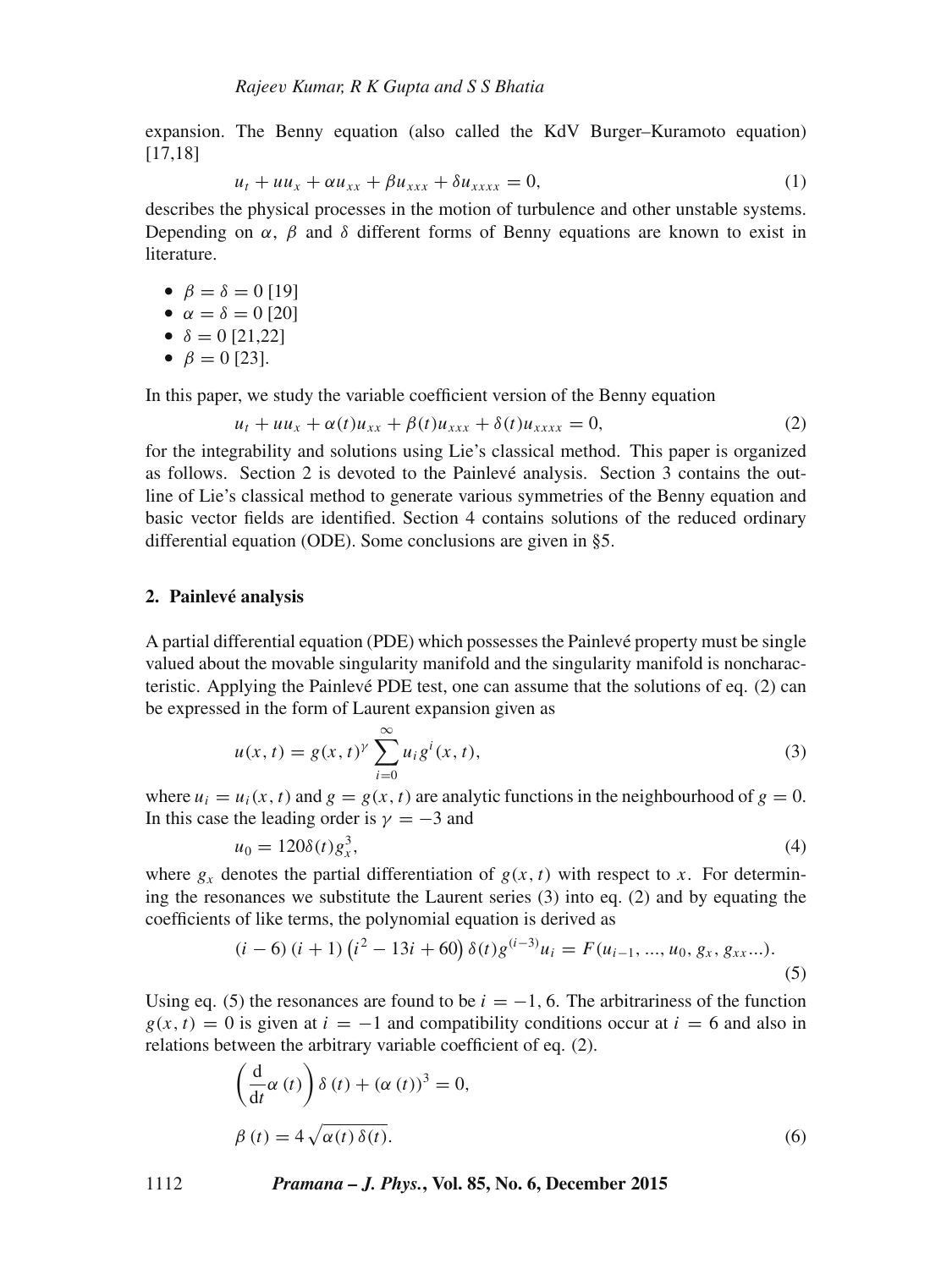expansion. The Benny equation (also called the KdV Burger–Kuramoto equation) [17,18]

$$u_t + uu_x + \alpha u_{xx} + \beta u_{xxx} + \delta u_{xxxx} = 0, \tag{1}$$

describes the physical processes in the motion of turbulence and other unstable systems. Depending on $\alpha$, $\beta$ and $\delta$ different forms of Benny equations are known to exist in literature.

- $\beta = \delta = 0$ [19]
- $\alpha = \delta = 0$ [20]
- $\delta = 0$ [21,22]
- $\beta = 0$ [23].

In this paper, we study the variable coefficient version of the Benny equation

$$u_t + uu_x + \alpha(t)u_{xx} + \beta(t)u_{xxx} + \delta(t)u_{xxxx} = 0, \tag{2}$$

for the integrability and solutions using Lie's classical method. This paper is organized as follows. Section 2 is devoted to the Painlevé analysis. Section 3 contains the outline of Lie's classical method to generate various symmetries of the Benny equation and basic vector fields are identified. Section 4 contains solutions of the reduced ordinary differential equation (ODE). Some conclusions are given in §5.

## 2. Painlevé analysis

A partial differential equation (PDE) which possesses the Painlevé property must be single valued about the movable singularity manifold and the singularity manifold is noncharacteristic. Applying the Painlevé PDE test, one can assume that the solutions of eq. (2) can be expressed in the form of Laurent expansion given as

$$u(x,t) = g(x,t)^{\gamma} \sum_{i=0}^{\infty} u_i g^i(x,t), \tag{3}$$

where $u_i = u_i(x,t)$ and $g = g(x,t)$ are analytic functions in the neighbourhood of $g = 0$. In this case the leading order is $\gamma = -3$ and

$$u_0 = 120\delta(t)g_x^3, \tag{4}$$

where $g_x$ denotes the partial differentiation of $g(x,t)$ with respect to $x$. For determining the resonances we substitute the Laurent series (3) into eq. (2) and by equating the coefficients of like terms, the polynomial equation is derived as

$$(i-6)(i+1)\left(i^2 - 13i + 60\right)\delta(t)g^{(i-3)}u_i = F(u_{i-1}, ..., u_0, g_x, g_{xx}...). \tag{5}$$

Using eq. (5) the resonances are found to be $i = -1, 6$. The arbitrariness of the function $g(x,t) = 0$ is given at $i = -1$ and compatibility conditions occur at $i = 6$ and also in relations between the arbitrary variable coefficient of eq. (2).

$$\begin{aligned} &\left(\frac{\mathrm{d}}{\mathrm{d}t}\alpha(t)\right)\delta(t) + (\alpha(t))^3 = 0, \\ &\beta(t) = 4\sqrt{\alpha(t)\,\delta(t)}. \end{aligned} \tag{6}$$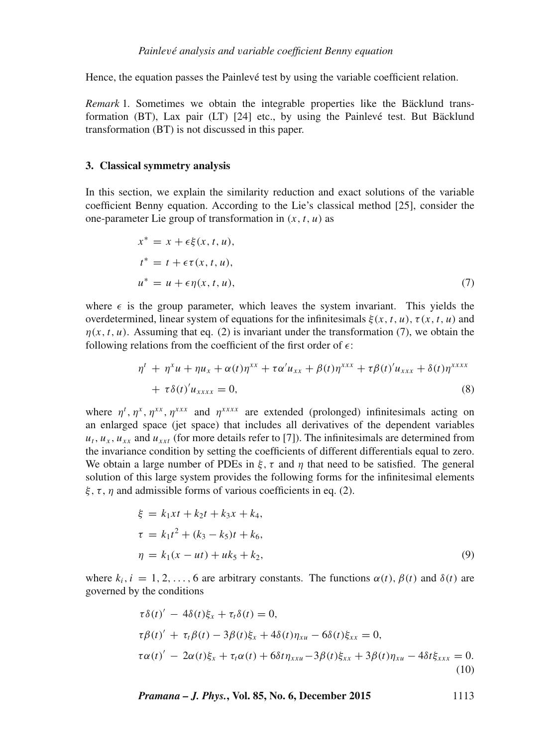Hence, the equation passes the Painlevé test by using the variable coefficient relation.

*Remark* 1. Sometimes we obtain the integrable properties like the Bäcklund transformation (BT), Lax pair (LT) [24] etc., by using the Painlevé test. But Bäcklund transformation (BT) is not discussed in this paper.

### 3. Classical symmetry analysis

In this section, we explain the similarity reduction and exact solutions of the variable coefficient Benny equation. According to the Lie's classical method [25], consider the one-parameter Lie group of transformation in $(x, t, u)$ as

$$
\begin{aligned}
x^* &= x + \epsilon\xi(x, t, u), \\
t^* &= t + \epsilon\tau(x, t, u), \\
u^* &= u + \epsilon\eta(x, t, u),
\end{aligned}
\tag{7}
$$

where $\epsilon$ is the group parameter, which leaves the system invariant. This yields the overdetermined, linear system of equations for the infinitesimals $\xi(x, t, u)$, $\tau(x, t, u)$ and $\eta(x, t, u)$. Assuming that eq. (2) is invariant under the transformation (7), we obtain the following relations from the coefficient of the first order of $\epsilon$:

$$
\begin{aligned}
&\eta^t + \eta^x u + \eta u_x + \alpha(t)\eta^{xx} + \tau\alpha' u_{xx} + \beta(t)\eta^{xxx} + \tau\beta(t)' u_{xxx} + \delta(t)\eta^{xxxx} \\
&\quad + \tau\delta(t)' u_{xxxx} = 0,
\end{aligned}
\tag{8}
$$

where $\eta^t, \eta^x, \eta^{xx}, \eta^{xxx}$ and $\eta^{xxxx}$ are extended (prolonged) infinitesimals acting on an enlarged space (jet space) that includes all derivatives of the dependent variables $u_t, u_x, u_{xx}$ and $u_{xxt}$ (for more details refer to [7]). The infinitesimals are determined from the invariance condition by setting the coefficients of different differentials equal to zero. We obtain a large number of PDEs in $\xi$, $\tau$ and $\eta$ that need to be satisfied. The general solution of this large system provides the following forms for the infinitesimal elements $\xi, \tau, \eta$ and admissible forms of various coefficients in eq. (2).

$$
\begin{aligned}
\xi &= k_1 xt + k_2 t + k_3 x + k_4, \\
\tau &= k_1 t^2 + (k_3 - k_5)t + k_6, \\
\eta &= k_1(x - ut) + uk_5 + k_2,
\end{aligned}
\tag{9}
$$

where $k_i, i = 1, 2, \ldots, 6$ are arbitrary constants. The functions $\alpha(t)$, $\beta(t)$ and $\delta(t)$ are governed by the conditions

$$
\begin{aligned}
&\tau\delta(t)' - 4\delta(t)\xi_x + \tau_t\delta(t) = 0, \\
&\tau\beta(t)' + \tau_t\beta(t) - 3\beta(t)\xi_x + 4\delta(t)\eta_{xu} - 6\delta(t)\xi_{xx} = 0, \\
&\tau\alpha(t)' - 2\alpha(t)\xi_x + \tau_t\alpha(t) + 6\delta t\eta_{xxu} - 3\beta(t)\xi_{xx} + 3\beta(t)\eta_{xu} - 4\delta t\xi_{xxx} = 0.
\end{aligned}
\tag{10}
$$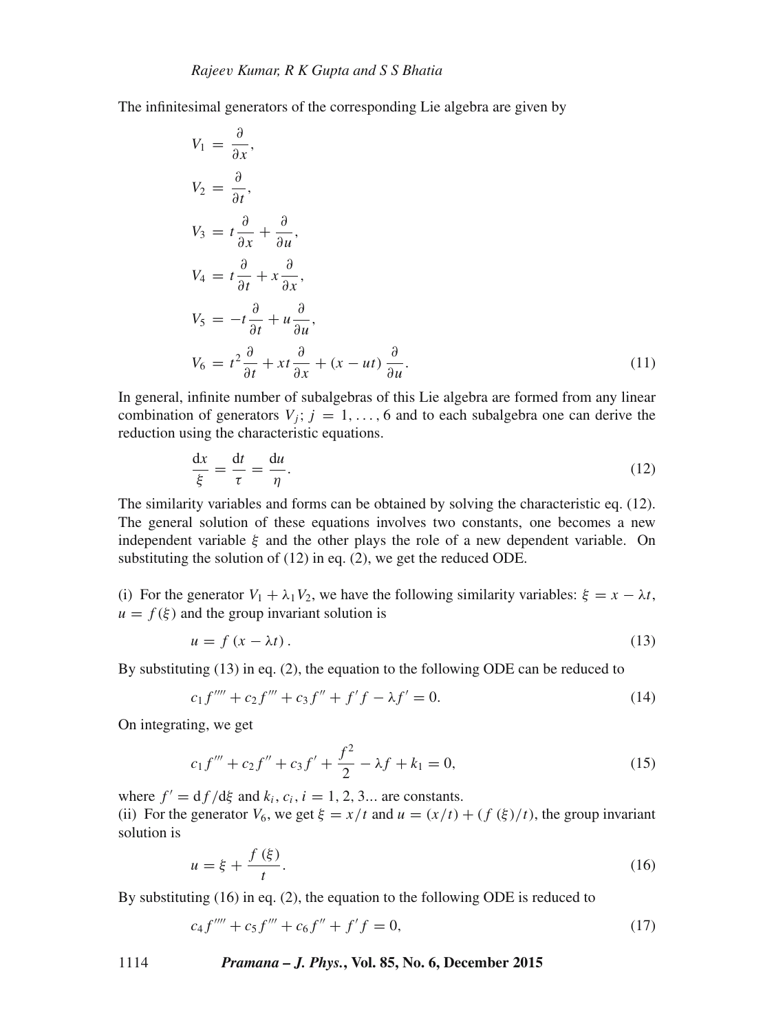The infinitesimal generators of the corresponding Lie algebra are given by

$$
\begin{aligned}
V_1 &= \frac{\partial}{\partial x},\\
V_2 &= \frac{\partial}{\partial t},\\
V_3 &= t\frac{\partial}{\partial x} + \frac{\partial}{\partial u},\\
V_4 &= t\frac{\partial}{\partial t} + x\frac{\partial}{\partial x},\\
V_5 &= -t\frac{\partial}{\partial t} + u\frac{\partial}{\partial u},\\
V_6 &= t^2\frac{\partial}{\partial t} + xt\frac{\partial}{\partial x} + (x - ut)\frac{\partial}{\partial u}.
\end{aligned} \tag{11}
$$

In general, infinite number of subalgebras of this Lie algebra are formed from any linear combination of generators $V_j$; $j = 1, \ldots, 6$ and to each subalgebra one can derive the reduction using the characteristic equations.

$$
\frac{\mathrm{d}x}{\xi} = \frac{\mathrm{d}t}{\tau} = \frac{\mathrm{d}u}{\eta}. \tag{12}
$$

The similarity variables and forms can be obtained by solving the characteristic eq. (12). The general solution of these equations involves two constants, one becomes a new independent variable $\xi$ and the other plays the role of a new dependent variable. On substituting the solution of (12) in eq. (2), we get the reduced ODE.

(i) For the generator $V_1 + \lambda_1 V_2$, we have the following similarity variables: $\xi = x - \lambda t$, $u = f(\xi)$ and the group invariant solution is

$$
u = f(x - \lambda t). \tag{13}
$$

By substituting (13) in eq. (2), the equation to the following ODE can be reduced to

$$
c_1 f'''' + c_2 f''' + c_3 f'' + f' f - \lambda f' = 0. \tag{14}
$$

On integrating, we get

$$
c_1 f''' + c_2 f'' + c_3 f' + \frac{f^2}{2} - \lambda f + k_1 = 0, \tag{15}
$$

where $f' = \mathrm{d}f/\mathrm{d}\xi$ and $k_i, c_i, i = 1, 2, 3...$ are constants.

(ii) For the generator $V_6$, we get $\xi = x/t$ and $u = (x/t) + (f(\xi)/t)$, the group invariant solution is

$$
u = \xi + \frac{f(\xi)}{t}. \tag{16}
$$

By substituting (16) in eq. (2), the equation to the following ODE is reduced to

$$
c_4 f'''' + c_5 f''' + c_6 f'' + f' f = 0, \tag{17}
$$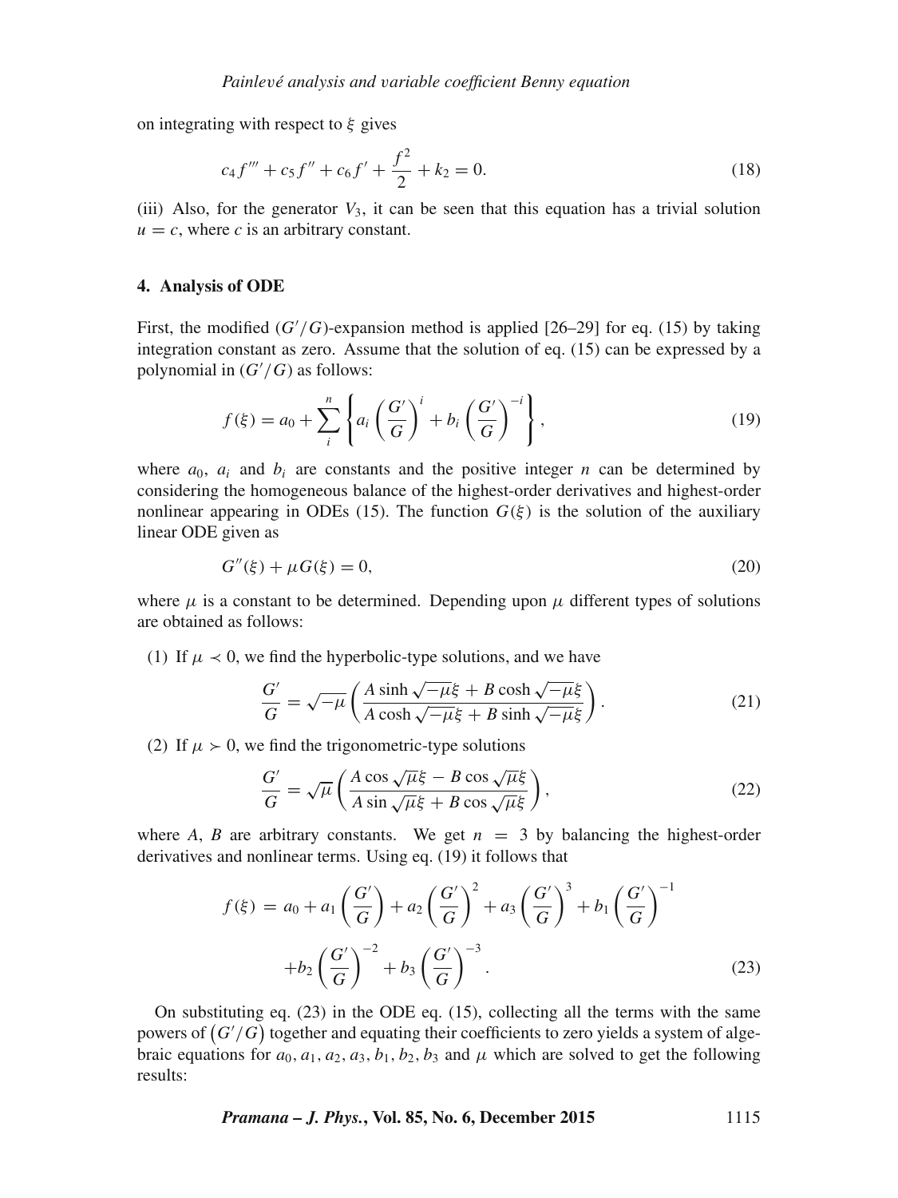on integrating with respect to $\xi$ gives

$$c_4 f''' + c_5 f'' + c_6 f' + \frac{f^2}{2} + k_2 = 0. \tag{18}$$

(iii) Also, for the generator $V_3$, it can be seen that this equation has a trivial solution $u = c$, where $c$ is an arbitrary constant.

## 4. Analysis of ODE

First, the modified $(G'/G)$-expansion method is applied [26–29] for eq. (15) by taking integration constant as zero. Assume that the solution of eq. (15) can be expressed by a polynomial in $(G'/G)$ as follows:

$$f(\xi) = a_0 + \sum_{i}^{n} \left\{ a_i \left(\frac{G'}{G}\right)^{i} + b_i \left(\frac{G'}{G}\right)^{-i} \right\}, \tag{19}$$

where $a_0$, $a_i$ and $b_i$ are constants and the positive integer $n$ can be determined by considering the homogeneous balance of the highest-order derivatives and highest-order nonlinear appearing in ODEs (15). The function $G(\xi)$ is the solution of the auxiliary linear ODE given as

$$G''(\xi) + \mu G(\xi) = 0, \tag{20}$$

where $\mu$ is a constant to be determined. Depending upon $\mu$ different types of solutions are obtained as follows:

(1) If $\mu \prec 0$, we find the hyperbolic-type solutions, and we have

$$\frac{G'}{G} = \sqrt{-\mu} \left( \frac{A \sinh \sqrt{-\mu}\xi + B \cosh \sqrt{-\mu}\xi}{A \cosh \sqrt{-\mu}\xi + B \sinh \sqrt{-\mu}\xi} \right). \tag{21}$$

(2) If $\mu \succ 0$, we find the trigonometric-type solutions

$$\frac{G'}{G} = \sqrt{\mu} \left( \frac{A \cos \sqrt{\mu}\xi - B \cos \sqrt{\mu}\xi}{A \sin \sqrt{\mu}\xi + B \cos \sqrt{\mu}\xi} \right), \tag{22}$$

where $A$, $B$ are arbitrary constants. We get $n = 3$ by balancing the highest-order derivatives and nonlinear terms. Using eq. (19) it follows that

$$f(\xi) = a_0 + a_1 \left(\frac{G'}{G}\right) + a_2 \left(\frac{G'}{G}\right)^2 + a_3 \left(\frac{G'}{G}\right)^3 + b_1 \left(\frac{G'}{G}\right)^{-1} + b_2 \left(\frac{G'}{G}\right)^{-2} + b_3 \left(\frac{G'}{G}\right)^{-3}. \tag{23}$$

On substituting eq. (23) in the ODE eq. (15), collecting all the terms with the same powers of $(G'/G)$ together and equating their coefficients to zero yields a system of algebraic equations for $a_0, a_1, a_2, a_3, b_1, b_2, b_3$ and $\mu$ which are solved to get the following results: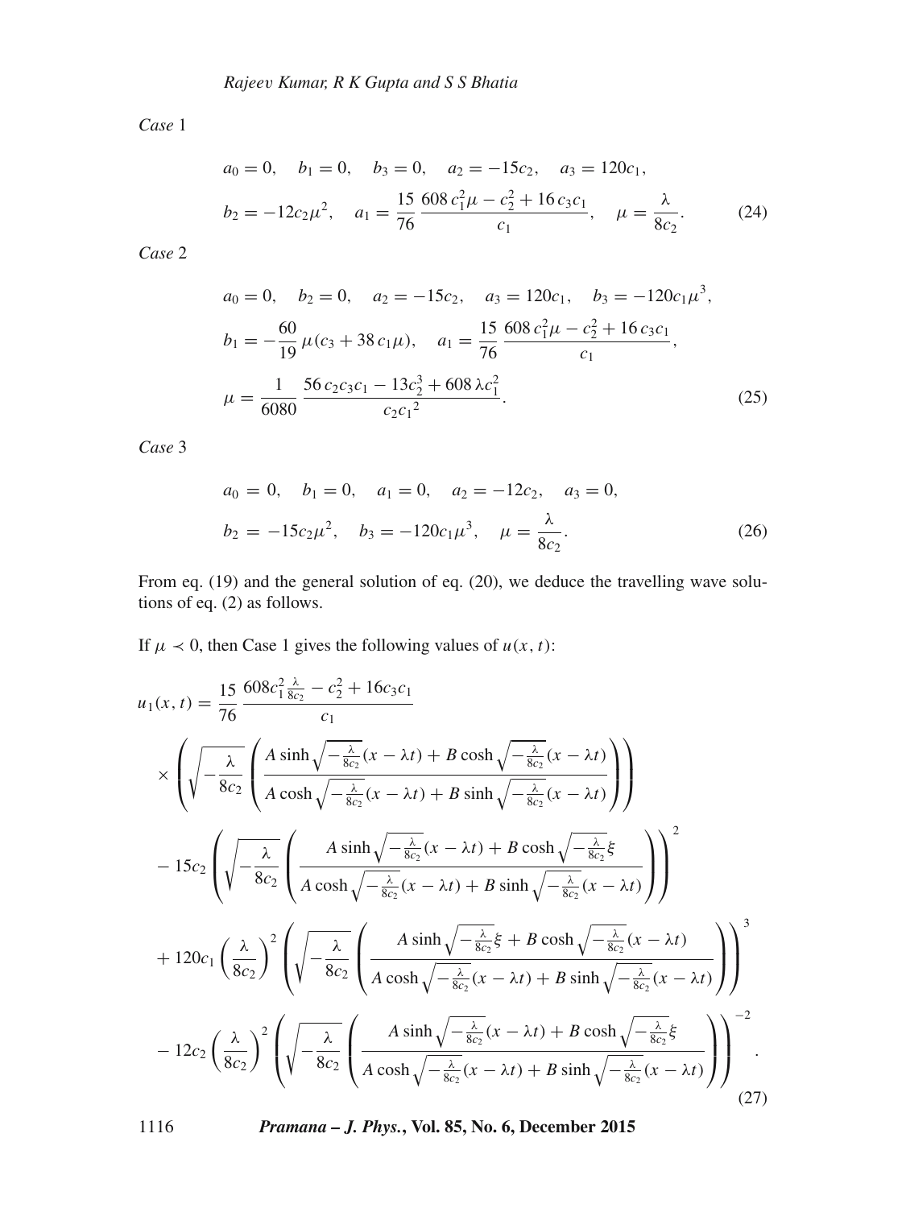*Case* 1

$$a_0 = 0, \quad b_1 = 0, \quad b_3 = 0, \quad a_2 = -15c_2, \quad a_3 = 120c_1,$$
$$b_2 = -12c_2\mu^2, \quad a_1 = \frac{15}{76}\frac{608\,c_1^2\mu - c_2^2 + 16\,c_3c_1}{c_1}, \quad \mu = \frac{\lambda}{8c_2}. \tag{24}$$

*Case* 2

$$a_0 = 0, \quad b_2 = 0, \quad a_2 = -15c_2, \quad a_3 = 120c_1, \quad b_3 = -120c_1\mu^3,$$
$$b_1 = -\frac{60}{19}\mu(c_3 + 38\,c_1\mu), \quad a_1 = \frac{15}{76}\frac{608\,c_1^2\mu - c_2^2 + 16\,c_3c_1}{c_1},$$
$$\mu = \frac{1}{6080}\frac{56\,c_2c_3c_1 - 13c_2^3 + 608\,\lambda c_1^2}{c_2{c_1}^2}. \tag{25}$$

*Case* 3

$$a_0 = 0, \quad b_1 = 0, \quad a_1 = 0, \quad a_2 = -12c_2, \quad a_3 = 0,$$
$$b_2 = -15c_2\mu^2, \quad b_3 = -120c_1\mu^3, \quad \mu = \frac{\lambda}{8c_2}. \tag{26}$$

From eq. (19) and the general solution of eq. (20), we deduce the travelling wave solutions of eq. (2) as follows.

If $\mu \prec 0$, then Case 1 gives the following values of $u(x, t)$:

$$\begin{aligned}
u_1(x,t) &= \frac{15}{76}\frac{608c_1^2\frac{\lambda}{8c_2} - c_2^2 + 16c_3c_1}{c_1} \\
&\times \left(\sqrt{-\frac{\lambda}{8c_2}}\left(\frac{A\sinh\sqrt{-\frac{\lambda}{8c_2}}(x-\lambda t) + B\cosh\sqrt{-\frac{\lambda}{8c_2}}(x-\lambda t)}{A\cosh\sqrt{-\frac{\lambda}{8c_2}}(x-\lambda t) + B\sinh\sqrt{-\frac{\lambda}{8c_2}}(x-\lambda t)}\right)\right) \\
&- 15c_2\left(\sqrt{-\frac{\lambda}{8c_2}}\left(\frac{A\sinh\sqrt{-\frac{\lambda}{8c_2}}(x-\lambda t) + B\cosh\sqrt{-\frac{\lambda}{8c_2}}\xi}{A\cosh\sqrt{-\frac{\lambda}{8c_2}}(x-\lambda t) + B\sinh\sqrt{-\frac{\lambda}{8c_2}}(x-\lambda t)}\right)\right)^2 \\
&+ 120c_1\left(\frac{\lambda}{8c_2}\right)^2\left(\sqrt{-\frac{\lambda}{8c_2}}\left(\frac{A\sinh\sqrt{-\frac{\lambda}{8c_2}}\xi + B\cosh\sqrt{-\frac{\lambda}{8c_2}}(x-\lambda t)}{A\cosh\sqrt{-\frac{\lambda}{8c_2}}(x-\lambda t) + B\sinh\sqrt{-\frac{\lambda}{8c_2}}(x-\lambda t)}\right)\right)^3 \\
&- 12c_2\left(\frac{\lambda}{8c_2}\right)^2\left(\sqrt{-\frac{\lambda}{8c_2}}\left(\frac{A\sinh\sqrt{-\frac{\lambda}{8c_2}}(x-\lambda t) + B\cosh\sqrt{-\frac{\lambda}{8c_2}}\xi}{A\cosh\sqrt{-\frac{\lambda}{8c_2}}(x-\lambda t) + B\sinh\sqrt{-\frac{\lambda}{8c_2}}(x-\lambda t)}\right)\right)^{-2}.
\end{aligned} \tag{27}$$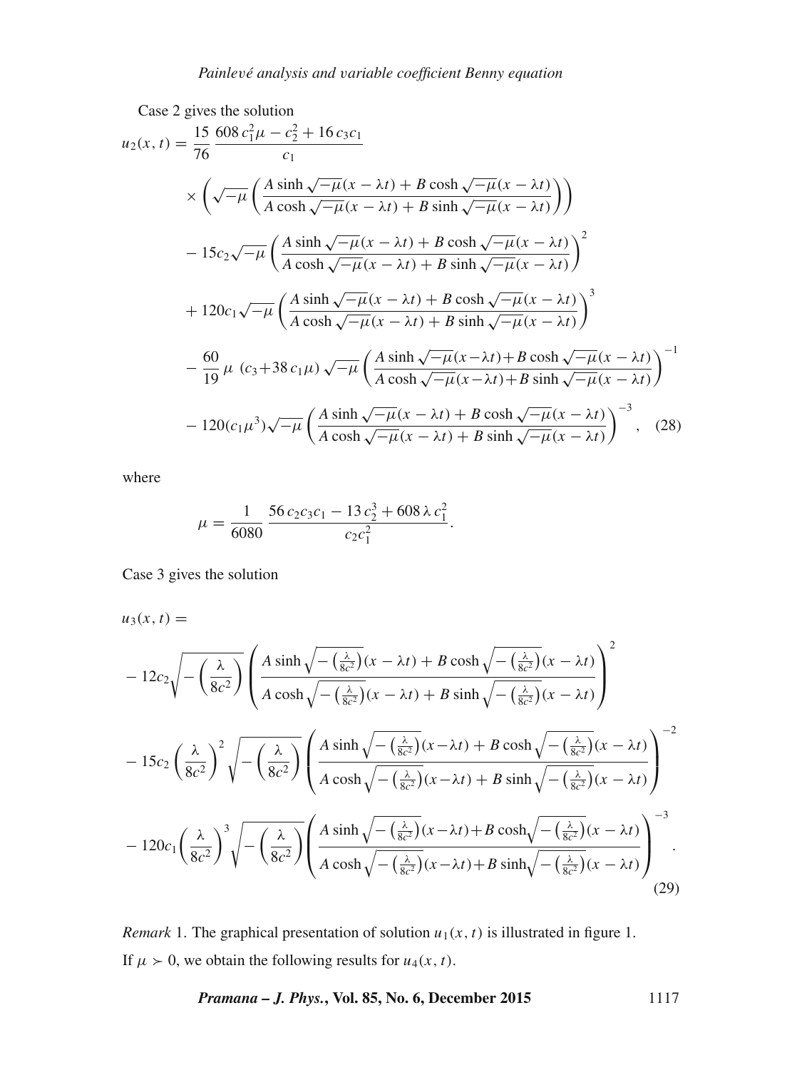Case 2 gives the solution

$$
\begin{aligned}
u_2(x,t) = {} & \frac{15}{76}\,\frac{608\,c_1^2\mu - c_2^2 + 16\,c_3 c_1}{c_1} \\
& \times \left(\sqrt{-\mu}\left(\frac{A\sinh\sqrt{-\mu}(x-\lambda t) + B\cosh\sqrt{-\mu}(x-\lambda t)}{A\cosh\sqrt{-\mu}(x-\lambda t) + B\sinh\sqrt{-\mu}(x-\lambda t)}\right)\right) \\
& - 15c_2\sqrt{-\mu}\left(\frac{A\sinh\sqrt{-\mu}(x-\lambda t) + B\cosh\sqrt{-\mu}(x-\lambda t)}{A\cosh\sqrt{-\mu}(x-\lambda t) + B\sinh\sqrt{-\mu}(x-\lambda t)}\right)^2 \\
& + 120c_1\sqrt{-\mu}\left(\frac{A\sinh\sqrt{-\mu}(x-\lambda t) + B\cosh\sqrt{-\mu}(x-\lambda t)}{A\cosh\sqrt{-\mu}(x-\lambda t) + B\sinh\sqrt{-\mu}(x-\lambda t)}\right)^3 \\
& - \frac{60}{19}\,\mu\,(c_3 + 38\,c_1\mu)\sqrt{-\mu}\left(\frac{A\sinh\sqrt{-\mu}(x-\lambda t) + B\cosh\sqrt{-\mu}(x-\lambda t)}{A\cosh\sqrt{-\mu}(x-\lambda t) + B\sinh\sqrt{-\mu}(x-\lambda t)}\right)^{-1} \\
& - 120(c_1\mu^3)\sqrt{-\mu}\left(\frac{A\sinh\sqrt{-\mu}(x-\lambda t) + B\cosh\sqrt{-\mu}(x-\lambda t)}{A\cosh\sqrt{-\mu}(x-\lambda t) + B\sinh\sqrt{-\mu}(x-\lambda t)}\right)^{-3}, \quad (28)
\end{aligned}
$$

where

$$
\mu = \frac{1}{6080}\,\frac{56\,c_2 c_3 c_1 - 13\,c_2^3 + 608\,\lambda\,c_1^2}{c_2 c_1^2}.
$$

Case 3 gives the solution

$$
\begin{aligned}
u_3(x,t) = {} & \\
& - 12c_2\sqrt{-\left(\frac{\lambda}{8c^2}\right)}\left(\frac{A\sinh\sqrt{-\left(\frac{\lambda}{8c^2}\right)}(x-\lambda t) + B\cosh\sqrt{-\left(\frac{\lambda}{8c^2}\right)}(x-\lambda t)}{A\cosh\sqrt{-\left(\frac{\lambda}{8c^2}\right)}(x-\lambda t) + B\sinh\sqrt{-\left(\frac{\lambda}{8c^2}\right)}(x-\lambda t)}\right)^2 \\
& - 15c_2\left(\frac{\lambda}{8c^2}\right)^2\sqrt{-\left(\frac{\lambda}{8c^2}\right)}\left(\frac{A\sinh\sqrt{-\left(\frac{\lambda}{8c^2}\right)}(x-\lambda t) + B\cosh\sqrt{-\left(\frac{\lambda}{8c^2}\right)}(x-\lambda t)}{A\cosh\sqrt{-\left(\frac{\lambda}{8c^2}\right)}(x-\lambda t) + B\sinh\sqrt{-\left(\frac{\lambda}{8c^2}\right)}(x-\lambda t)}\right)^{-2} \\
& - 120c_1\left(\frac{\lambda}{8c^2}\right)^3\sqrt{-\left(\frac{\lambda}{8c^2}\right)}\left(\frac{A\sinh\sqrt{-\left(\frac{\lambda}{8c^2}\right)}(x-\lambda t) + B\cosh\sqrt{-\left(\frac{\lambda}{8c^2}\right)}(x-\lambda t)}{A\cosh\sqrt{-\left(\frac{\lambda}{8c^2}\right)}(x-\lambda t) + B\sinh\sqrt{-\left(\frac{\lambda}{8c^2}\right)}(x-\lambda t)}\right)^{-3}. \quad (29)
\end{aligned}
$$

*Remark* 1. The graphical presentation of solution $u_1(x,t)$ is illustrated in figure 1.

If $\mu \succ 0$, we obtain the following results for $u_4(x,t)$.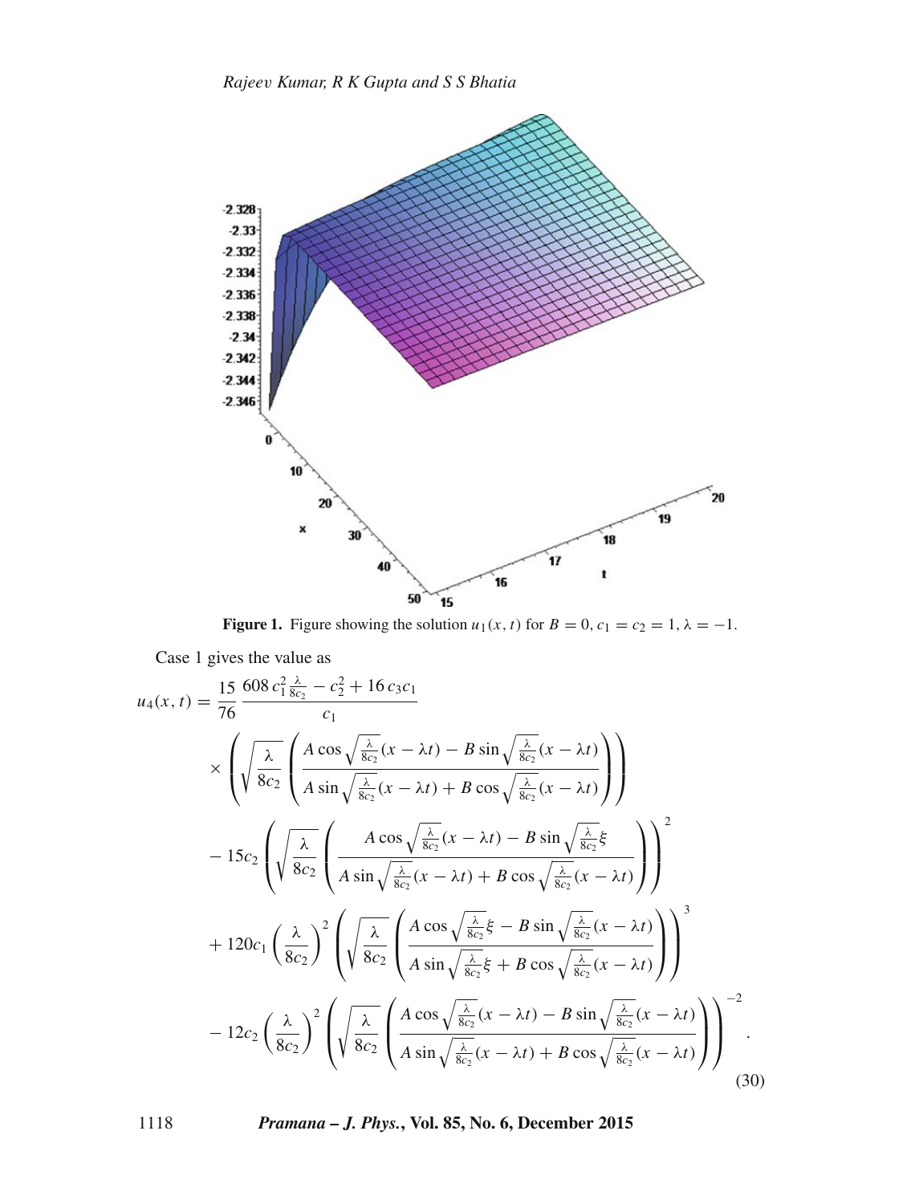**Figure 1.** Figure showing the solution $u_1(x,t)$ for $B = 0$, $c_1 = c_2 = 1$, $\lambda = -1$.

Case 1 gives the value as

$$
\begin{aligned}
u_4(x,t) = {} & \frac{15}{76}\,\frac{608\,c_1^2\frac{\lambda}{8c_2} - c_2^2 + 16\,c_3c_1}{c_1} \\
& \times \left(\sqrt{\frac{\lambda}{8c_2}}\left(\frac{A\cos\sqrt{\frac{\lambda}{8c_2}}(x-\lambda t) - B\sin\sqrt{\frac{\lambda}{8c_2}}(x-\lambda t)}{A\sin\sqrt{\frac{\lambda}{8c_2}}(x-\lambda t) + B\cos\sqrt{\frac{\lambda}{8c_2}}(x-\lambda t)}\right)\right) \\
& - 15c_2\left(\sqrt{\frac{\lambda}{8c_2}}\left(\frac{A\cos\sqrt{\frac{\lambda}{8c_2}}(x-\lambda t) - B\sin\sqrt{\frac{\lambda}{8c_2}}\xi}{A\sin\sqrt{\frac{\lambda}{8c_2}}(x-\lambda t) + B\cos\sqrt{\frac{\lambda}{8c_2}}(x-\lambda t)}\right)\right)^2 \\
& + 120c_1\left(\frac{\lambda}{8c_2}\right)^2\left(\sqrt{\frac{\lambda}{8c_2}}\left(\frac{A\cos\sqrt{\frac{\lambda}{8c_2}}\xi - B\sin\sqrt{\frac{\lambda}{8c_2}}(x-\lambda t)}{A\sin\sqrt{\frac{\lambda}{8c_2}}\xi + B\cos\sqrt{\frac{\lambda}{8c_2}}(x-\lambda t)}\right)\right)^3 \\
& - 12c_2\left(\frac{\lambda}{8c_2}\right)^2\left(\sqrt{\frac{\lambda}{8c_2}}\left(\frac{A\cos\sqrt{\frac{\lambda}{8c_2}}(x-\lambda t) - B\sin\sqrt{\frac{\lambda}{8c_2}}(x-\lambda t)}{A\sin\sqrt{\frac{\lambda}{8c_2}}(x-\lambda t) + B\cos\sqrt{\frac{\lambda}{8c_2}}(x-\lambda t)}\right)\right)^{-2}.
\end{aligned} \tag{30}
$$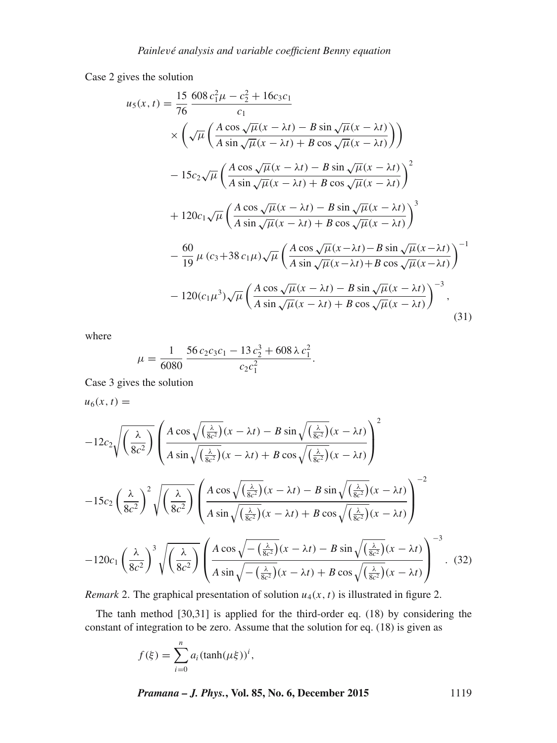Case 2 gives the solution

$$
\begin{aligned}
u_5(x,t) = {} & \frac{15}{76}\,\frac{608\,c_1^2\mu - c_2^2 + 16c_3c_1}{c_1} \\
& \times \left(\sqrt{\mu}\left(\frac{A\cos\sqrt{\mu}(x-\lambda t) - B\sin\sqrt{\mu}(x-\lambda t)}{A\sin\sqrt{\mu}(x-\lambda t) + B\cos\sqrt{\mu}(x-\lambda t)}\right)\right) \\
& - 15c_2\sqrt{\mu}\left(\frac{A\cos\sqrt{\mu}(x-\lambda t) - B\sin\sqrt{\mu}(x-\lambda t)}{A\sin\sqrt{\mu}(x-\lambda t) + B\cos\sqrt{\mu}(x-\lambda t)}\right)^2 \\
& + 120c_1\sqrt{\mu}\left(\frac{A\cos\sqrt{\mu}(x-\lambda t) - B\sin\sqrt{\mu}(x-\lambda t)}{A\sin\sqrt{\mu}(x-\lambda t) + B\cos\sqrt{\mu}(x-\lambda t)}\right)^3 \\
& - \frac{60}{19}\,\mu\,(c_3+38\,c_1\mu)\sqrt{\mu}\left(\frac{A\cos\sqrt{\mu}(x-\lambda t) - B\sin\sqrt{\mu}(x-\lambda t)}{A\sin\sqrt{\mu}(x-\lambda t) + B\cos\sqrt{\mu}(x-\lambda t)}\right)^{-1} \\
& - 120(c_1\mu^3)\sqrt{\mu}\left(\frac{A\cos\sqrt{\mu}(x-\lambda t) - B\sin\sqrt{\mu}(x-\lambda t)}{A\sin\sqrt{\mu}(x-\lambda t) + B\cos\sqrt{\mu}(x-\lambda t)}\right)^{-3},
\end{aligned}
\tag{31}
$$

where

$$
\mu = \frac{1}{6080}\,\frac{56\,c_2c_3c_1 - 13\,c_2^3 + 608\,\lambda\,c_1^2}{c_2c_1^2}.
$$

Case 3 gives the solution

$$
\begin{aligned}
& u_6(x,t) = \\
& -12c_2\sqrt{\left(\frac{\lambda}{8c^2}\right)}\left(\frac{A\cos\sqrt{\left(\frac{\lambda}{8c^2}\right)}(x-\lambda t) - B\sin\sqrt{\left(\frac{\lambda}{8c^2}\right)}(x-\lambda t)}{A\sin\sqrt{\left(\frac{\lambda}{8c^2}\right)}(x-\lambda t) + B\cos\sqrt{\left(\frac{\lambda}{8c^2}\right)}(x-\lambda t)}\right)^2 \\
& -15c_2\left(\frac{\lambda}{8c^2}\right)^2\sqrt{\left(\frac{\lambda}{8c^2}\right)}\left(\frac{A\cos\sqrt{\left(\frac{\lambda}{8c^2}\right)}(x-\lambda t) - B\sin\sqrt{\left(\frac{\lambda}{8c^2}\right)}(x-\lambda t)}{A\sin\sqrt{\left(\frac{\lambda}{8c^2}\right)}(x-\lambda t) + B\cos\sqrt{\left(\frac{\lambda}{8c^2}\right)}(x-\lambda t)}\right)^{-2} \\
& -120c_1\left(\frac{\lambda}{8c^2}\right)^3\sqrt{\left(\frac{\lambda}{8c^2}\right)}\left(\frac{A\cos\sqrt{-\left(\frac{\lambda}{8c^2}\right)}(x-\lambda t) - B\sin\sqrt{\left(\frac{\lambda}{8c^2}\right)}(x-\lambda t)}{A\sin\sqrt{-\left(\frac{\lambda}{8c^2}\right)}(x-\lambda t) + B\cos\sqrt{\left(\frac{\lambda}{8c^2}\right)}(x-\lambda t)}\right)^{-3}.
\end{aligned}
\tag{32}
$$

*Remark* 2. The graphical presentation of solution $u_4(x,t)$ is illustrated in figure 2.

The tanh method [30,31] is applied for the third-order eq. (18) by considering the constant of integration to be zero. Assume that the solution for eq. (18) is given as

$$
f(\xi) = \sum_{i=0}^{n} a_i(\tanh(\mu\xi))^i,
$$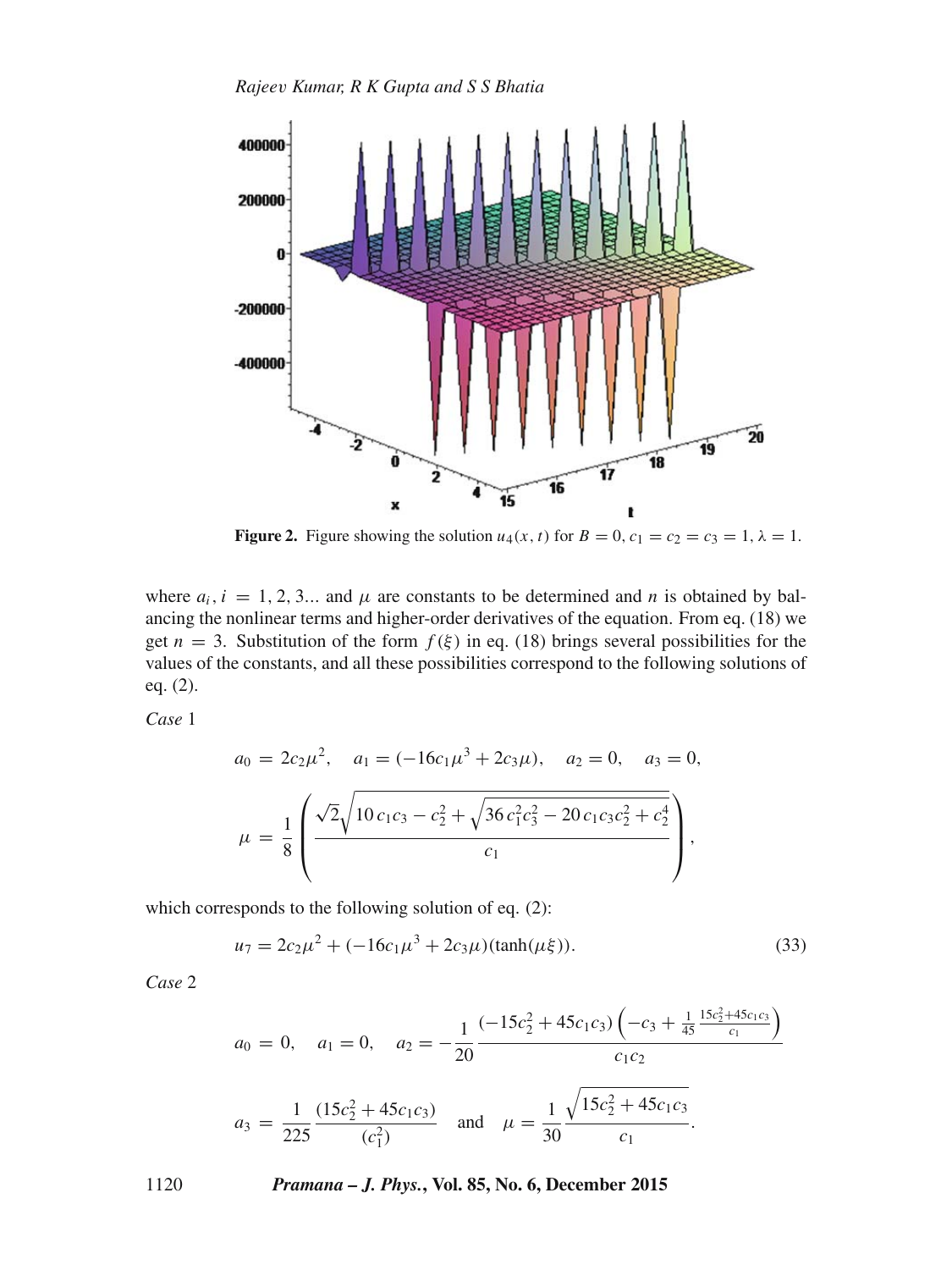**Figure 2.** Figure showing the solution $u_4(x,t)$ for $B=0, c_1=c_2=c_3=1, \lambda=1$.

where $a_i, i = 1, 2, 3...$ and $\mu$ are constants to be determined and $n$ is obtained by balancing the nonlinear terms and higher-order derivatives of the equation. From eq. (18) we get $n = 3$. Substitution of the form $f(\xi)$ in eq. (18) brings several possibilities for the values of the constants, and all these possibilities correspond to the following solutions of eq. (2).

*Case* 1

$$a_0 = 2c_2\mu^2, \quad a_1 = (-16c_1\mu^3 + 2c_3\mu), \quad a_2 = 0, \quad a_3 = 0,$$

$$\mu = \frac{1}{8}\left(\frac{\sqrt{2}\sqrt{10\,c_1c_3 - c_2^2 + \sqrt{36\,c_1^2c_3^2 - 20\,c_1c_3c_2^2 + c_2^4}}}{c_1}\right),$$

which corresponds to the following solution of eq. (2):

$$u_7 = 2c_2\mu^2 + (-16c_1\mu^3 + 2c_3\mu)(\tanh(\mu\xi)). \tag{33}$$

*Case* 2

$$a_0 = 0, \quad a_1 = 0, \quad a_2 = -\frac{1}{20}\frac{(-15c_2^2 + 45c_1c_3)\left(-c_3 + \frac{1}{45}\frac{15c_2^2+45c_1c_3}{c_1}\right)}{c_1c_2}$$

$$a_3 = \frac{1}{225}\frac{(15c_2^2 + 45c_1c_3)}{(c_1^2)} \quad \text{and} \quad \mu = \frac{1}{30}\frac{\sqrt{15c_2^2 + 45c_1c_3}}{c_1}.$$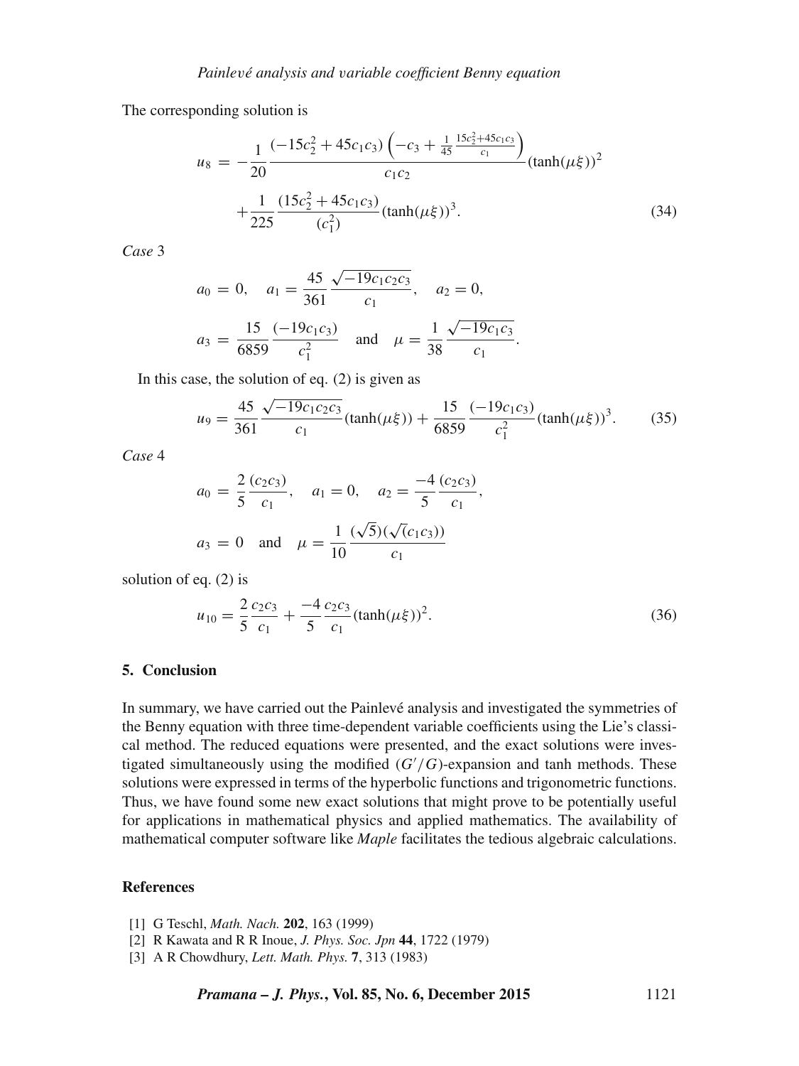The corresponding solution is

$$u_8 = -\frac{1}{20}\frac{(-15c_2^2 + 45c_1c_3)\left(-c_3 + \frac{1}{45}\frac{15c_2^2+45c_1c_3}{c_1}\right)}{c_1c_2}(\tanh(\mu\xi))^2 + \frac{1}{225}\frac{(15c_2^2 + 45c_1c_3)}{(c_1^2)}(\tanh(\mu\xi))^3. \tag{34}$$

*Case* 3

$$a_0 = 0, \quad a_1 = \frac{45}{361}\frac{\sqrt{-19c_1c_2c_3}}{c_1}, \quad a_2 = 0,$$

$$a_3 = \frac{15}{6859}\frac{(-19c_1c_3)}{c_1^2} \quad \text{and} \quad \mu = \frac{1}{38}\frac{\sqrt{-19c_1c_3}}{c_1}.$$

In this case, the solution of eq. (2) is given as

$$u_9 = \frac{45}{361}\frac{\sqrt{-19c_1c_2c_3}}{c_1}(\tanh(\mu\xi)) + \frac{15}{6859}\frac{(-19c_1c_3)}{c_1^2}(\tanh(\mu\xi))^3. \tag{35}$$

*Case* 4

$$a_0 = \frac{2}{5}\frac{(c_2c_3)}{c_1}, \quad a_1 = 0, \quad a_2 = \frac{-4}{5}\frac{(c_2c_3)}{c_1},$$

$$a_3 = 0 \quad \text{and} \quad \mu = \frac{1}{10}\frac{(\sqrt{5})(\sqrt{(c_1c_3)})}{c_1}$$

solution of eq. (2) is

$$u_{10} = \frac{2}{5}\frac{c_2c_3}{c_1} + \frac{-4}{5}\frac{c_2c_3}{c_1}(\tanh(\mu\xi))^2. \tag{36}$$

## 5. Conclusion

In summary, we have carried out the Painlevé analysis and investigated the symmetries of the Benny equation with three time-dependent variable coefficients using the Lie's classical method. The reduced equations were presented, and the exact solutions were investigated simultaneously using the modified $(G'/G)$-expansion and tanh methods. These solutions were expressed in terms of the hyperbolic functions and trigonometric functions. Thus, we have found some new exact solutions that might prove to be potentially useful for applications in mathematical physics and applied mathematics. The availability of mathematical computer software like *Maple* facilitates the tedious algebraic calculations.

## References

[1] G Teschl, *Math. Nach.* **202**, 163 (1999)
[2] R Kawata and R R Inoue, *J. Phys. Soc. Jpn* **44**, 1722 (1979)
[3] A R Chowdhury, *Lett. Math. Phys.* **7**, 313 (1983)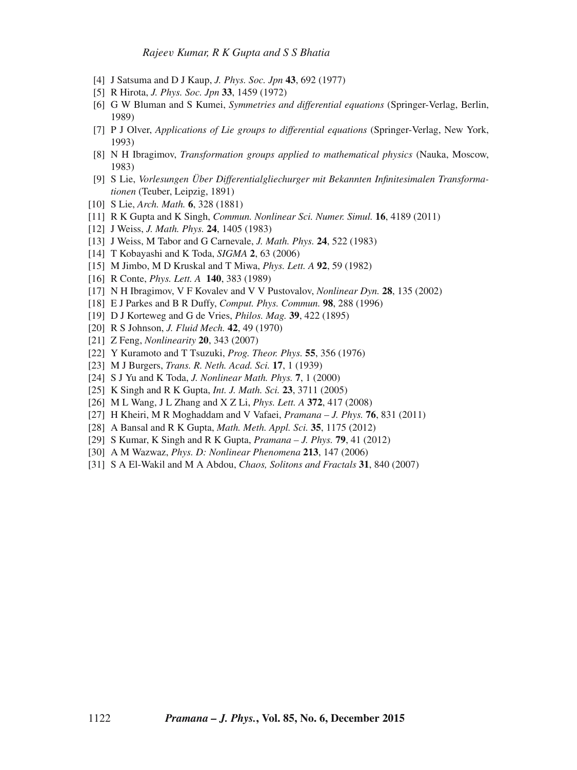[4] J Satsuma and D J Kaup, *J. Phys. Soc. Jpn* **43**, 692 (1977)
[5] R Hirota, *J. Phys. Soc. Jpn* **33**, 1459 (1972)
[6] G W Bluman and S Kumei, *Symmetries and differential equations* (Springer-Verlag, Berlin, 1989)
[7] P J Olver, *Applications of Lie groups to differential equations* (Springer-Verlag, New York, 1993)
[8] N H Ibragimov, *Transformation groups applied to mathematical physics* (Nauka, Moscow, 1983)
[9] S Lie, *Vorlesungen Über Differentialgliechurger mit Bekannten Infinitesimalen Transformationen* (Teuber, Leipzig, 1891)
[10] S Lie, *Arch. Math.* **6**, 328 (1881)
[11] R K Gupta and K Singh, *Commun. Nonlinear Sci. Numer. Simul.* **16**, 4189 (2011)
[12] J Weiss, *J. Math. Phys.* **24**, 1405 (1983)
[13] J Weiss, M Tabor and G Carnevale, *J. Math. Phys.* **24**, 522 (1983)
[14] T Kobayashi and K Toda, *SIGMA* **2**, 63 (2006)
[15] M Jimbo, M D Kruskal and T Miwa, *Phys. Lett. A* **92**, 59 (1982)
[16] R Conte, *Phys. Lett. A* **140**, 383 (1989)
[17] N H Ibragimov, V F Kovalev and V V Pustovalov, *Nonlinear Dyn.* **28**, 135 (2002)
[18] E J Parkes and B R Duffy, *Comput. Phys. Commun.* **98**, 288 (1996)
[19] D J Korteweg and G de Vries, *Philos. Mag.* **39**, 422 (1895)
[20] R S Johnson, *J. Fluid Mech.* **42**, 49 (1970)
[21] Z Feng, *Nonlinearity* **20**, 343 (2007)
[22] Y Kuramoto and T Tsuzuki, *Prog. Theor. Phys.* **55**, 356 (1976)
[23] M J Burgers, *Trans. R. Neth. Acad. Sci.* **17**, 1 (1939)
[24] S J Yu and K Toda, *J. Nonlinear Math. Phys.* **7**, 1 (2000)
[25] K Singh and R K Gupta, *Int. J. Math. Sci.* **23**, 3711 (2005)
[26] M L Wang, J L Zhang and X Z Li, *Phys. Lett. A* **372**, 417 (2008)
[27] H Kheiri, M R Moghaddam and V Vafaei, *Pramana – J. Phys.* **76**, 831 (2011)
[28] A Bansal and R K Gupta, *Math. Meth. Appl. Sci.* **35**, 1175 (2012)
[29] S Kumar, K Singh and R K Gupta, *Pramana – J. Phys.* **79**, 41 (2012)
[30] A M Wazwaz, *Phys. D: Nonlinear Phenomena* **213**, 147 (2006)
[31] S A El-Wakil and M A Abdou, *Chaos, Solitons and Fractals* **31**, 840 (2007)